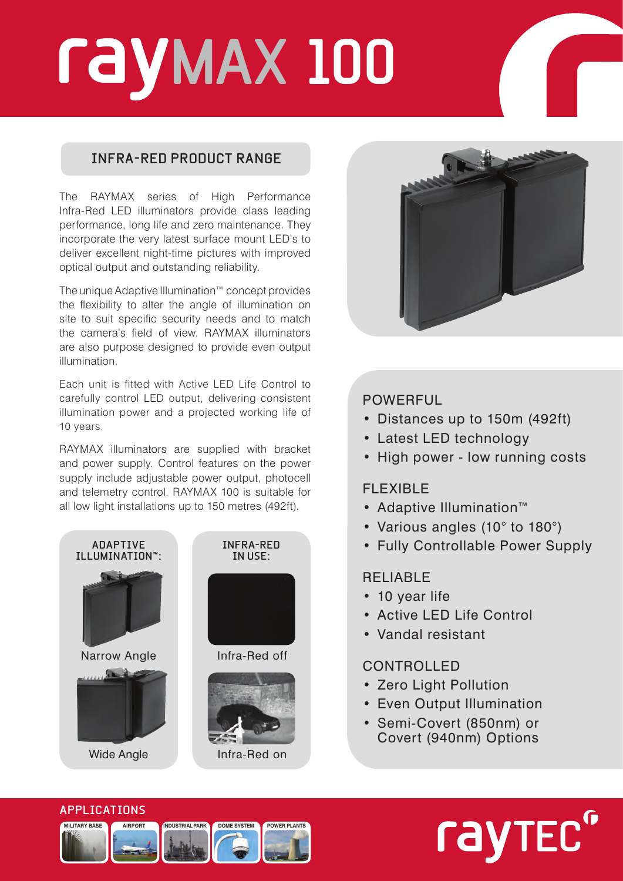# rayMAX 100

## INFRA-RED PRODUCT RANGE

The RAYMAX series of High Performance Infra-Red LED illuminators provide class leading performance, long life and zero maintenance. They incorporate the very latest surface mount LED's to deliver excellent night-time pictures with improved optical output and outstanding reliability.

The unique Adaptive Illumination™ concept provides the flexibility to alter the angle of illumination on site to suit specific security needs and to match the camera's field of view. RAYMAX illuminators are also purpose designed to provide even output illumination.

Each unit is fitted with Active LED Life Control to carefully control LED output, delivering consistent illumination power and a projected working life of 10 years.

RAYMAX illuminators are supplied with bracket and power supply. Control features on the power supply include adjustable power output, photocell and telemetry control. RAYMAX 100 is suitable for all low light installations up to 150 metres (492ft).

### ADAPTIVE ILLUMINATION™:

Narrow Angle

Wide Angle

### INFRA-RED IN USE:

Infra-Red off

Infra-Red on

### POWERFUL

- Distances up to 150m (492ft)
- Latest LED technology
- High power - low running costs

### FLEXIBLE

- Adaptive Illumination™
- Various angles (10° to 180°)
- Fully Controllable Power Supply

### RELIABLE

- 10 year life
- Active LED Life Control
- Vandal resistant

### CONTROLLED

- Zero Light Pollution
- Even Output Illumination
- Semi-Covert (850nm) or Covert (940nm) Options

### APPLICATIONS

MILITARY BASE | AIRPORT | INDUSTRIAL PARK | DOME SYSTEM | POWER PLANTS

rayTEC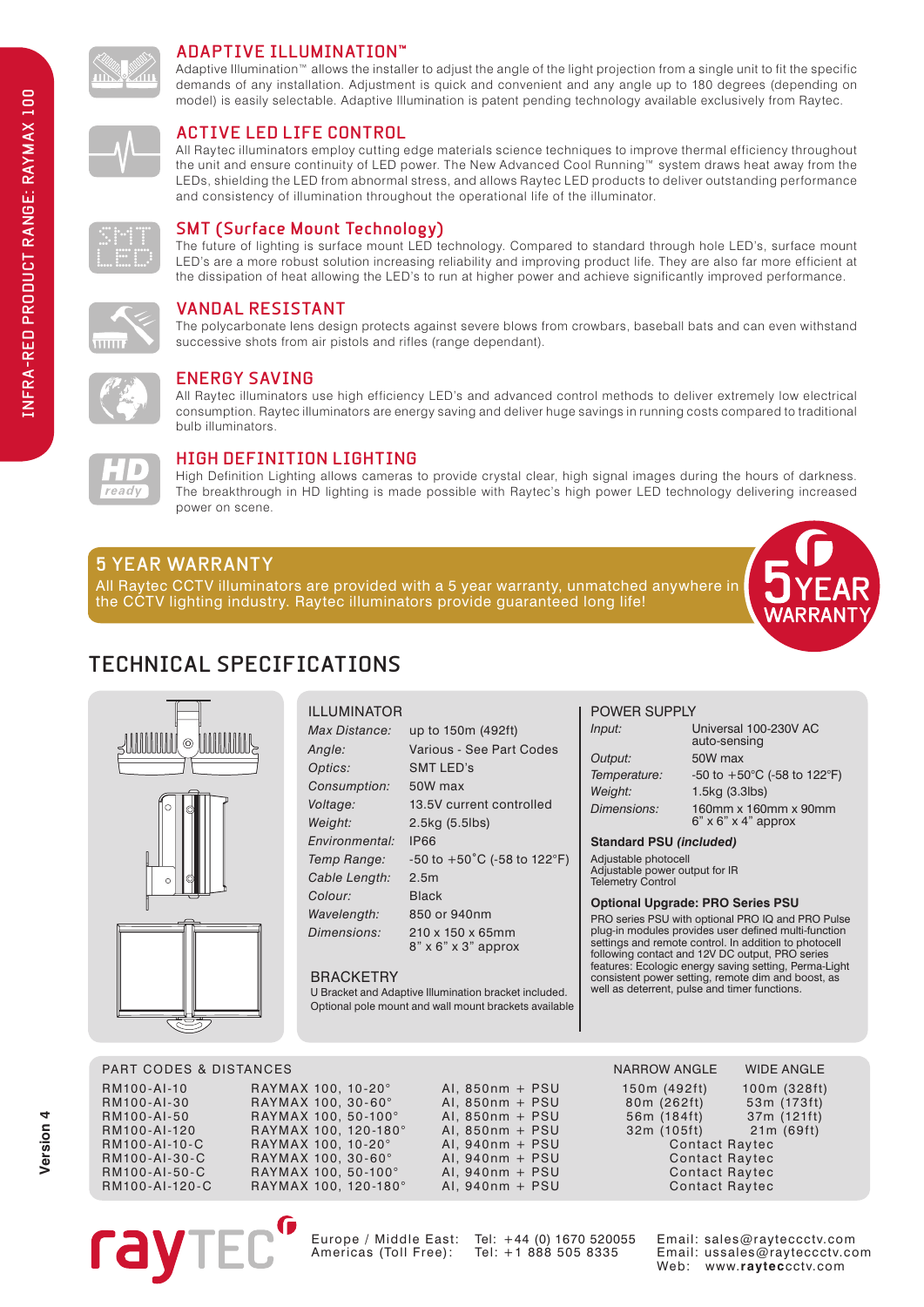## ADAPTIVE ILLUMINATION™

Adaptive Illumination™ allows the installer to adjust the angle of the light projection from a single unit to fit the specific demands of any installation. Adjustment is quick and convenient and any angle up to 180 degrees (depending on model) is easily selectable. Adaptive Illumination is patent pending technology available exclusively from Raytec.

## ACTIVE LED LIFE CONTROL

All Raytec illuminators employ cutting edge materials science techniques to improve thermal efficiency throughout the unit and ensure continuity of LED power. The New Advanced Cool Running™ system draws heat away from the LEDs, shielding the LED from abnormal stress, and allows Raytec LED products to deliver outstanding performance and consistency of illumination throughout the operational life of the illuminator.

## SMT (Surface Mount Technology)

The future of lighting is surface mount LED technology. Compared to standard through hole LED's, surface mount LED's are a more robust solution increasing reliability and improving product life. They are also far more efficient at the dissipation of heat allowing the LED's to run at higher power and achieve significantly improved performance.

## VANDAL RESISTANT

The polycarbonate lens design protects against severe blows from crowbars, baseball bats and can even withstand successive shots from air pistols and rifles (range dependant).

## ENERGY SAVING

All Raytec illuminators use high efficiency LED's and advanced control methods to deliver extremely low electrical consumption. Raytec illuminators are energy saving and deliver huge savings in running costs compared to traditional bulb illuminators.

## HIGH DEFINITION LIGHTING

High Definition Lighting allows cameras to provide crystal clear, high signal images during the hours of darkness. The breakthrough in HD lighting is made possible with Raytec's high power LED technology delivering increased power on scene.

## 5 YEAR WARRANTY

All Raytec CCTV illuminators are provided with a 5 year warranty, unmatched anywhere in the CCTV lighting industry. Raytec illuminators provide guaranteed long life!

5 YEAR WARRANTY

# TECHNICAL SPECIFICATIONS

### ILLUMINATOR

| | |
|---|---|
| *Max Distance:* | up to 150m (492ft) |
| *Angle:* | Various - See Part Codes |
| *Optics:* | SMT LED's |
| *Consumption:* | 50W max |
| *Voltage:* | 13.5V current controlled |
| *Weight:* | 2.5kg (5.5lbs) |
| *Environmental:* | IP66 |
| *Temp Range:* | -50 to +50°C (-58 to 122°F) |
| *Cable Length:* | 2.5m |
| *Colour:* | Black |
| *Wavelength:* | 850 or 940nm |
| *Dimensions:* | 210 x 150 x 65mm<br>8" x 6" x 3" approx |

### BRACKETRY

U Bracket and Adaptive Illumination bracket included.
Optional pole mount and wall mount brackets available

### POWER SUPPLY

| | |
|---|---|
| *Input:* | Universal 100-230V AC auto-sensing |
| *Output:* | 50W max |
| *Temperature:* | -50 to +50°C (-58 to 122°F) |
| *Weight:* | 1.5kg (3.3lbs) |
| *Dimensions:* | 160mm x 160mm x 90mm<br>6" x 6" x 4" approx |

**Standard PSU *(included)***

Adjustable photocell
Adjustable power output for IR
Telemetry Control

**Optional Upgrade: PRO Series PSU**

PRO series PSU with optional PRO IQ and PRO Pulse plug-in modules provides user defined multi-function settings and remote control. In addition to photocell following contact and 12V DC output, PRO series features: Ecologic energy saving setting, Perma-Light consistent power setting, remote dim and boost, as well as deterrent, pulse and timer functions.

### PART CODES & DISTANCES

| PART CODES & DISTANCES | | | NARROW ANGLE | WIDE ANGLE |
|---|---|---|---|---|
| RM100-AI-10 | RAYMAX 100, 10-20° | AI, 850nm + PSU | 150m (492ft) | 100m (328ft) |
| RM100-AI-30 | RAYMAX 100, 30-60° | AI, 850nm + PSU | 80m (262ft) | 53m (173ft) |
| RM100-AI-50 | RAYMAX 100, 50-100° | AI, 850nm + PSU | 56m (184ft) | 37m (121ft) |
| RM100-AI-120 | RAYMAX 100, 120-180° | AI, 850nm + PSU | 32m (105ft) | 21m (69ft) |
| RM100-AI-10-C | RAYMAX 100, 10-20° | AI, 940nm + PSU | Contact Raytec | |
| RM100-AI-30-C | RAYMAX 100, 30-60° | AI, 940nm + PSU | Contact Raytec | |
| RM100-AI-50-C | RAYMAX 100, 50-100° | AI, 940nm + PSU | Contact Raytec | |
| RM100-AI-120-C | RAYMAX 100, 120-180° | AI, 940nm + PSU | Contact Raytec | |

rayTEC

Europe / Middle East: Tel: +44 (0) 1670 520055
Americas (Toll Free): Tel: +1 888 505 8335

Email: sales@rayteccctv.com
Email: ussales@rayteccctv.com
Web: www.**raytec**cctv.com